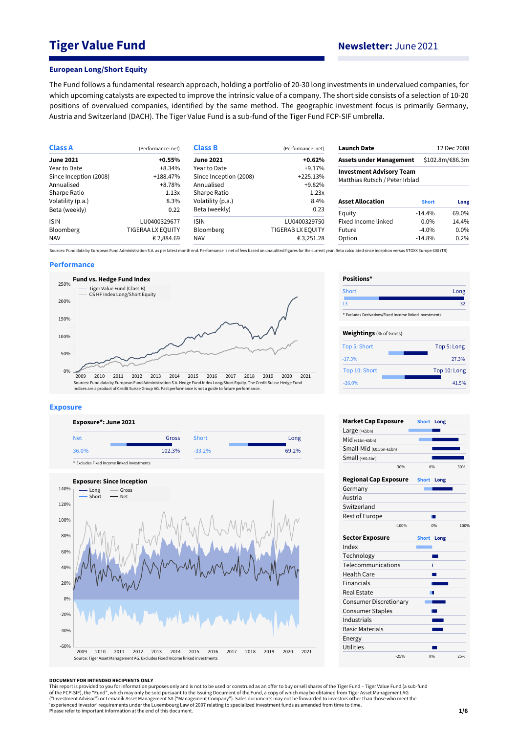# Tiger Value Fund

**Newsletter:** June 2021

## European Long/Short Equity

The Fund follows a fundamental research approach, holding a portfolio of 20-30 long investments in undervalued companies, for which upcoming catalysts are expected to improve the intrinsic value of a company. The short side consists of a selection of 10-20 positions of overvalued companies, identified by the same method. The geographic investment focus is primarily Germany, Austria and Switzerland (DACH). The Tiger Value Fund is a sub-fund of the Tiger Fund FCP-SIF umbrella.

| Class A | (Performance: net) |
|---|---|
| **June 2021** | **+0.55%** |
| Year to Date | +8.34% |
| Since Inception (2008) | +188.47% |
| Annualised | +8.78% |
| Sharpe Ratio | 1.13x |
| Volatility (p.a.) | 8.3% |
| Beta (weekly) | 0.22 |
| ISIN | LU0400329677 |
| Bloomberg | TIGERAA LX EQUITY |
| NAV | € 2,884.69 |

| Class B | (Performance: net) |
|---|---|
| **June 2021** | **+0.62%** |
| Year to Date | +9.17% |
| Since Inception (2008) | +225.13% |
| Annualised | +9.82% |
| Sharpe Ratio | 1.23x |
| Volatility (p.a.) | 8.4% |
| Beta (weekly) | 0.23 |
| ISIN | LU0400329750 |
| Bloomberg | TIGERAB LX EQUITY |
| NAV | € 3,251.28 |

| | |
|---|---|
| **Launch Date** | 12 Dec 2008 |
| **Assets under Management** | $102.8m/€86.3m |
| **Investment Advisory Team** | Matthias Rutsch / Peter Irblad |

| Asset Allocation | Short | Long |
|---|---|---|
| Equity | -14.4% | 69.0% |
| Fixed Income linked | 0.0% | 14.4% |
| Future | -4.0% | 0.0% |
| Option | -14.8% | 0.2% |

Sources: Fund data by European Fund Administration S.A. as per latest month end. Performance is net of fees based on unaudited figures for the current year. Beta calculated since inception versus STOXX Europe 600 (TR)

## Performance

**Fund vs. Hedge Fund Index**

Tiger Value Fund (Class B)
CS HF Index Long/Short Equity

250%
200%
150%
100%
50%
0%
2009 2010 2011 2012 2013 2014 2015 2016 2017 2018 2019 2020 2021

Sources: Fund data by European Fund Administration S.A. Hedge Fund Index Long/Short Equity. The Credit Suisse Hedge Fund Indices are a product of Credit Suisse Group AG. Past performance is not a guide to future performance.

**Positions***

Short 13
Long 32

* Excludes Derivatives/Fixed Income linked investments

**Weightings** (% of Gross)

Top 5: Short -17.3%
Top 5: Long 27.3%
Top 10: Short -26.0%
Top 10: Long 41.5%

## Exposure

**Exposure*: June 2021**

Net 36.0%
Gross 102.3%
Short -33.2%
Long 69.2%

* Excludes Fixed Income linked investments

**Exposure: Since Inception**

Long
Short
Gross
Net

140%
120%
100%
80%
60%
40%
20%
0%
-20%
-40%
-60%
2009 2010 2011 2012 2013 2014 2015 2016 2017 2018 2019 2020 2021

Source: Tiger Asset Management AG. Excludes Fixed Income linked investments

**Market Cap Exposure** Short Long

Large (>€5bn)
Mid (€1bn-€5bn)
Small-Mid (€0.5bn-€1bn)
Small (<€0.5bn)
-30% 0% 30%

**Regional Cap Exposure** Short Long

Germany
Austria
Switzerland
Rest of Europe
-100% 0% 100%

**Sector Exposure** Short Long

Index
Technology
Telecommunications
Health Care
Financials
Real Estate
Consumer Discretionary
Consumer Staples
Industrials
Basic Materials
Energy
Utilities
-25% 0% 25%

**DOCUMENT FOR INTENDED RECIPIENTS ONLY**
This report is provided to you for information purposes only and is not to be used or construed as an offer to buy or sell shares of the Tiger Fund – Tiger Value Fund (a sub-fund of the FCP-SIF), the "Fund", which may only be sold pursuant to the Issuing Document of the Fund, a copy of which may be obtained from Tiger Asset Management AG ("Investment Advisor") or Lemanik Asset Management SA ("Management Company"). Sales documents may not be forwarded to investors other than those who meet the 'experienced investor' requirements under the Luxembourg Law of 2007 relating to specialized investment funds as amended from time to time.
Please refer to important information at the end of this document.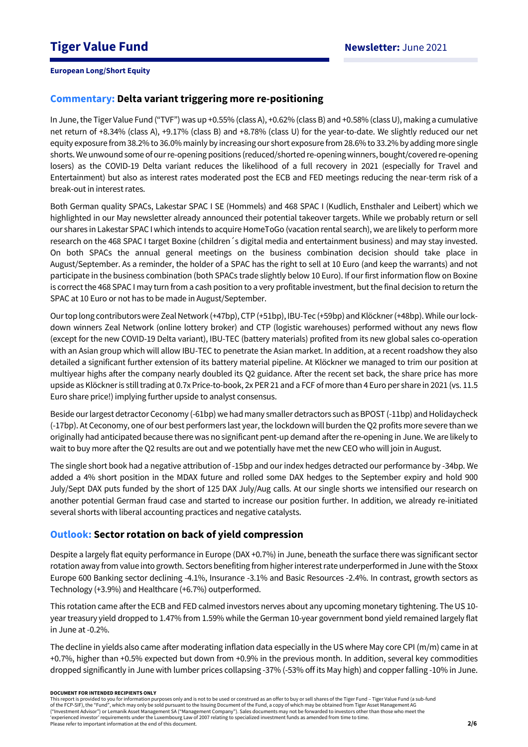## Commentary: Delta variant triggering more re-positioning

In June, the Tiger Value Fund ("TVF") was up +0.55% (class A), +0.62% (class B) and +0.58% (class U), making a cumulative net return of +8.34% (class A), +9.17% (class B) and +8.78% (class U) for the year-to-date. We slightly reduced our net equity exposure from 38.2% to 36.0% mainly by increasing our short exposure from 28.6% to 33.2% by adding more single shorts. We unwound some of our re-opening positions (reduced/shorted re-opening winners, bought/covered re-opening losers) as the COVID-19 Delta variant reduces the likelihood of a full recovery in 2021 (especially for Travel and Entertainment) but also as interest rates moderated post the ECB and FED meetings reducing the near-term risk of a break-out in interest rates.

Both German quality SPACs, Lakestar SPAC I SE (Hommels) and 468 SPAC I (Kudlich, Ensthaler and Leibert) which we highlighted in our May newsletter already announced their potential takeover targets. While we probably return or sell our shares in Lakestar SPAC I which intends to acquire HomeToGo (vacation rental search), we are likely to perform more research on the 468 SPAC I target Boxine (children´s digital media and entertainment business) and may stay invested. On both SPACs the annual general meetings on the business combination decision should take place in August/September. As a reminder, the holder of a SPAC has the right to sell at 10 Euro (and keep the warrants) and not participate in the business combination (both SPACs trade slightly below 10 Euro). If our first information flow on Boxine is correct the 468 SPAC I may turn from a cash position to a very profitable investment, but the final decision to return the SPAC at 10 Euro or not has to be made in August/September.

Our top long contributors were Zeal Network (+47bp), CTP (+51bp), IBU-Tec (+59bp) and Klöckner (+48bp). While our lock-down winners Zeal Network (online lottery broker) and CTP (logistic warehouses) performed without any news flow (except for the new COVID-19 Delta variant), IBU-TEC (battery materials) profited from its new global sales co-operation with an Asian group which will allow IBU-TEC to penetrate the Asian market. In addition, at a recent roadshow they also detailed a significant further extension of its battery material pipeline. At Klöckner we managed to trim our position at multiyear highs after the company nearly doubled its Q2 guidance. After the recent set back, the share price has more upside as Klöckner is still trading at 0.7x Price-to-book, 2x PER 21 and a FCF of more than 4 Euro per share in 2021 (vs. 11.5 Euro share price!) implying further upside to analyst consensus.

Beside our largest detractor Ceconomy (-61bp) we had many smaller detractors such as BPOST (-11bp) and Holidaycheck (-17bp). At Ceconomy, one of our best performers last year, the lockdown will burden the Q2 profits more severe than we originally had anticipated because there was no significant pent-up demand after the re-opening in June. We are likely to wait to buy more after the Q2 results are out and we potentially have met the new CEO who will join in August.

The single short book had a negative attribution of -15bp and our index hedges detracted our performance by -34bp. We added a 4% short position in the MDAX future and rolled some DAX hedges to the September expiry and hold 900 July/Sept DAX puts funded by the short of 125 DAX July/Aug calls. At our single shorts we intensified our research on another potential German fraud case and started to increase our position further. In addition, we already re-initiated several shorts with liberal accounting practices and negative catalysts.

## Outlook: Sector rotation on back of yield compression

Despite a largely flat equity performance in Europe (DAX +0.7%) in June, beneath the surface there was significant sector rotation away from value into growth. Sectors benefiting from higher interest rate underperformed in June with the Stoxx Europe 600 Banking sector declining -4.1%, Insurance -3.1% and Basic Resources -2.4%. In contrast, growth sectors as Technology (+3.9%) and Healthcare (+6.7%) outperformed.

This rotation came after the ECB and FED calmed investors nerves about any upcoming monetary tightening. The US 10-year treasury yield dropped to 1.47% from 1.59% while the German 10-year government bond yield remained largely flat in June at -0.2%.

The decline in yields also came after moderating inflation data especially in the US where May core CPI (m/m) came in at +0.7%, higher than +0.5% expected but down from +0.9% in the previous month. In addition, several key commodities dropped significantly in June with lumber prices collapsing -37% (-53% off its May high) and copper falling -10% in June.

**DOCUMENT FOR INTENDED RECIPIENTS ONLY**

This report is provided to you for information purposes only and is not to be used or construed as an offer to buy or sell shares of the Tiger Fund – Tiger Value Fund (a sub-fund of the FCP-SIF), the "Fund", which may only be sold pursuant to the Issuing Document of the Fund, a copy of which may be obtained from Tiger Asset Management AG ("Investment Advisor") or Lemanik Asset Management SA ("Management Company"). Sales documents may not be forwarded to investors other than those who meet the 'experienced investor' requirements under the Luxembourg Law of 2007 relating to specialized investment funds as amended from time to time.
Please refer to important information at the end of this document.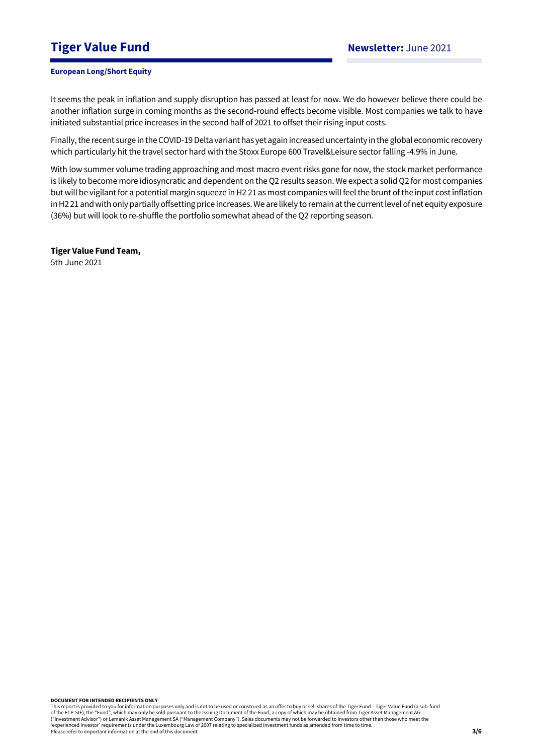It seems the peak in inflation and supply disruption has passed at least for now. We do however believe there could be another inflation surge in coming months as the second-round effects become visible. Most companies we talk to have initiated substantial price increases in the second half of 2021 to offset their rising input costs.

Finally, the recent surge in the COVID-19 Delta variant has yet again increased uncertainty in the global economic recovery which particularly hit the travel sector hard with the Stoxx Europe 600 Travel&Leisure sector falling -4.9% in June.

With low summer volume trading approaching and most macro event risks gone for now, the stock market performance is likely to become more idiosyncratic and dependent on the Q2 results season. We expect a solid Q2 for most companies but will be vigilant for a potential margin squeeze in H2 21 as most companies will feel the brunt of the input cost inflation in H2 21 and with only partially offsetting price increases. We are likely to remain at the current level of net equity exposure (36%) but will look to re-shuffle the portfolio somewhat ahead of the Q2 reporting season.

**Tiger Value Fund Team,**
5th June 2021

**DOCUMENT FOR INTENDED RECIPIENTS ONLY**
This report is provided to you for information purposes only and is not to be used or construed as an offer to buy or sell shares of the Tiger Fund – Tiger Value Fund (a sub-fund of the FCP-SIF), the "Fund", which may only be sold pursuant to the Issuing Document of the Fund, a copy of which may be obtained from Tiger Asset Management AG ("Investment Advisor") or Lemanik Asset Management SA ("Management Company"). Sales documents may not be forwarded to investors other than those who meet the 'experienced investor' requirements under the Luxembourg Law of 2007 relating to specialized investment funds as amended from time to time.
Please refer to important information at the end of this document.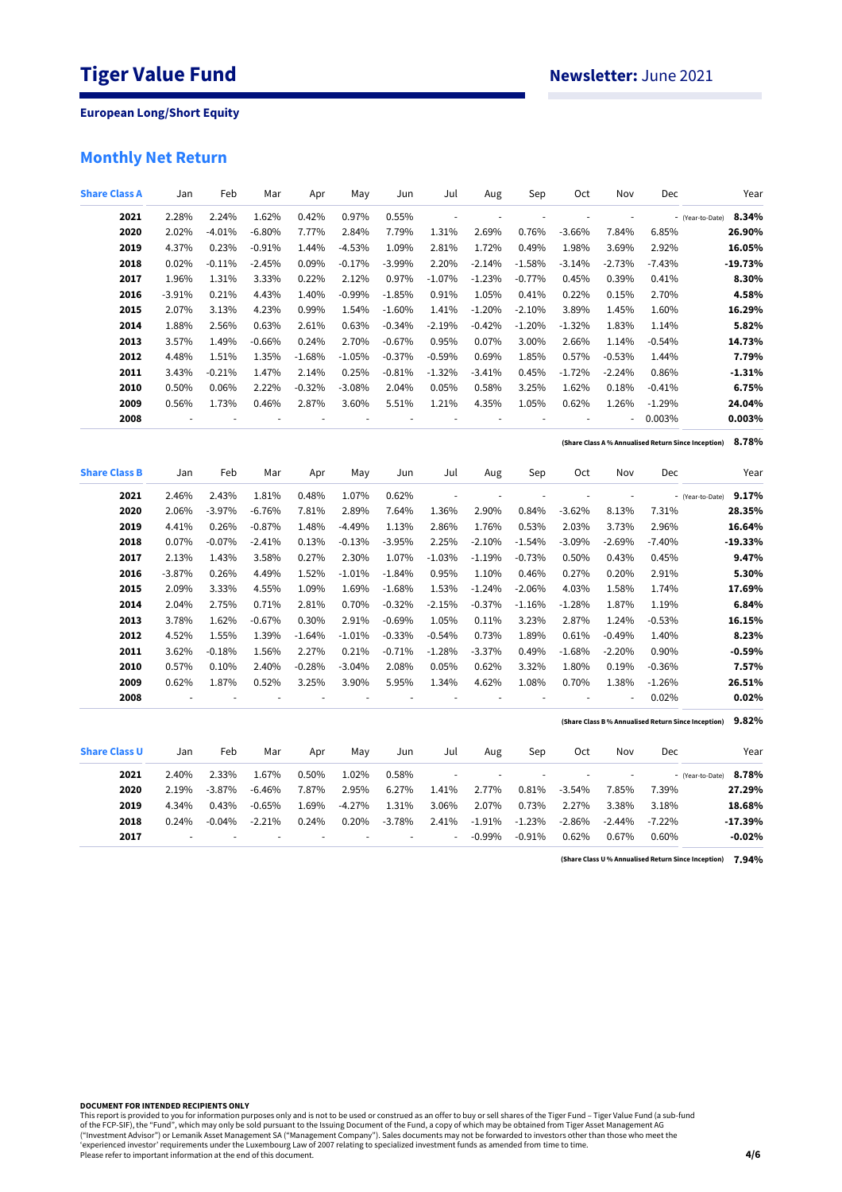# Tiger Value Fund

**Newsletter:** June 2021

**European Long/Short Equity**

## Monthly Net Return

| Share Class A | Jan | Feb | Mar | Apr | May | Jun | Jul | Aug | Sep | Oct | Nov | Dec | | Year |
|---|---|---|---|---|---|---|---|---|---|---|---|---|---|---|
| **2021** | 2.28% | 2.24% | 1.62% | 0.42% | 0.97% | 0.55% | - | - | - | - | - | - | (Year-to-Date) | **8.34%** |
| **2020** | 2.02% | -4.01% | -6.80% | 7.77% | 2.84% | 7.79% | 1.31% | 2.69% | 0.76% | -3.66% | 7.84% | 6.85% | | **26.90%** |
| **2019** | 4.37% | 0.23% | -0.91% | 1.44% | -4.53% | 1.09% | 2.81% | 1.72% | 0.49% | 1.98% | 3.69% | 2.92% | | **16.05%** |
| **2018** | 0.02% | -0.11% | -2.45% | 0.09% | -0.17% | -3.99% | 2.20% | -2.14% | -1.58% | -3.14% | -2.73% | -7.43% | | **-19.73%** |
| **2017** | 1.96% | 1.31% | 3.33% | 0.22% | 2.12% | 0.97% | -1.07% | -1.23% | -0.77% | 0.45% | 0.39% | 0.41% | | **8.30%** |
| **2016** | -3.91% | 0.21% | 4.43% | 1.40% | -0.99% | -1.85% | 0.91% | 1.05% | 0.41% | 0.22% | 0.15% | 2.70% | | **4.58%** |
| **2015** | 2.07% | 3.13% | 4.23% | 0.99% | 1.54% | -1.60% | 1.41% | -1.20% | -2.10% | 3.89% | 1.45% | 1.60% | | **16.29%** |
| **2014** | 1.88% | 2.56% | 0.63% | 2.61% | 0.63% | -0.34% | -2.19% | -0.42% | -1.20% | -1.32% | 1.83% | 1.14% | | **5.82%** |
| **2013** | 3.57% | 1.49% | -0.66% | 0.24% | 2.70% | -0.67% | 0.95% | 0.07% | 3.00% | 2.66% | 1.14% | -0.54% | | **14.73%** |
| **2012** | 4.48% | 1.51% | 1.35% | -1.68% | -1.05% | -0.37% | -0.59% | 0.69% | 1.85% | 0.57% | -0.53% | 1.44% | | **7.79%** |
| **2011** | 3.43% | -0.21% | 1.47% | 2.14% | 0.25% | -0.81% | -1.32% | -3.41% | 0.45% | -1.72% | -2.24% | 0.86% | | **-1.31%** |
| **2010** | 0.50% | 0.06% | 2.22% | -0.32% | -3.08% | 2.04% | 0.05% | 0.58% | 3.25% | 1.62% | 0.18% | -0.41% | | **6.75%** |
| **2009** | 0.56% | 1.73% | 0.46% | 2.87% | 3.60% | 5.51% | 1.21% | 4.35% | 1.05% | 0.62% | 1.26% | -1.29% | | **24.04%** |
| **2008** | - | - | - | - | - | - | - | - | - | - | - | 0.003% | | **0.003%** |

**(Share Class A % Annualised Return Since Inception)** **8.78%**

| Share Class B | Jan | Feb | Mar | Apr | May | Jun | Jul | Aug | Sep | Oct | Nov | Dec | | Year |
|---|---|---|---|---|---|---|---|---|---|---|---|---|---|---|
| **2021** | 2.46% | 2.43% | 1.81% | 0.48% | 1.07% | 0.62% | - | - | - | - | - | - | (Year-to-Date) | **9.17%** |
| **2020** | 2.06% | -3.97% | -6.76% | 7.81% | 2.89% | 7.64% | 1.36% | 2.90% | 0.84% | -3.62% | 8.13% | 7.31% | | **28.35%** |
| **2019** | 4.41% | 0.26% | -0.87% | 1.48% | -4.49% | 1.13% | 2.86% | 1.76% | 0.53% | 2.03% | 3.73% | 2.96% | | **16.64%** |
| **2018** | 0.07% | -0.07% | -2.41% | 0.13% | -0.13% | -3.95% | 2.25% | -2.10% | -1.54% | -3.09% | -2.69% | -7.40% | | **-19.33%** |
| **2017** | 2.13% | 1.43% | 3.58% | 0.27% | 2.30% | 1.07% | -1.03% | -1.19% | -0.73% | 0.50% | 0.43% | 0.45% | | **9.47%** |
| **2016** | -3.87% | 0.26% | 4.49% | 1.52% | -1.01% | -1.84% | 0.95% | 1.10% | 0.46% | 0.27% | 0.20% | 2.91% | | **5.30%** |
| **2015** | 2.09% | 3.33% | 4.55% | 1.09% | 1.69% | -1.68% | 1.53% | -1.24% | -2.06% | 4.03% | 1.58% | 1.74% | | **17.69%** |
| **2014** | 2.04% | 2.75% | 0.71% | 2.81% | 0.70% | -0.32% | -2.15% | -0.37% | -1.16% | -1.28% | 1.87% | 1.19% | | **6.84%** |
| **2013** | 3.78% | 1.62% | -0.67% | 0.30% | 2.91% | -0.69% | 1.05% | 0.11% | 3.23% | 2.87% | 1.24% | -0.53% | | **16.15%** |
| **2012** | 4.52% | 1.55% | 1.39% | -1.64% | -1.01% | -0.33% | -0.54% | 0.73% | 1.89% | 0.61% | -0.49% | 1.40% | | **8.23%** |
| **2011** | 3.62% | -0.18% | 1.56% | 2.27% | 0.21% | -0.71% | -1.28% | -3.37% | 0.49% | -1.68% | -2.20% | 0.90% | | **-0.59%** |
| **2010** | 0.57% | 0.10% | 2.40% | -0.28% | -3.04% | 2.08% | 0.05% | 0.62% | 3.32% | 1.80% | 0.19% | -0.36% | | **7.57%** |
| **2009** | 0.62% | 1.87% | 0.52% | 3.25% | 3.90% | 5.95% | 1.34% | 4.62% | 1.08% | 0.70% | 1.38% | -1.26% | | **26.51%** |
| **2008** | - | - | - | - | - | - | - | - | - | - | - | 0.02% | | **0.02%** |

**(Share Class B % Annualised Return Since Inception)** **9.82%**

| Share Class U | Jan | Feb | Mar | Apr | May | Jun | Jul | Aug | Sep | Oct | Nov | Dec | | Year |
|---|---|---|---|---|---|---|---|---|---|---|---|---|---|---|
| **2021** | 2.40% | 2.33% | 1.67% | 0.50% | 1.02% | 0.58% | - | - | - | - | - | - | (Year-to-Date) | **8.78%** |
| **2020** | 2.19% | -3.87% | -6.46% | 7.87% | 2.95% | 6.27% | 1.41% | 2.77% | 0.81% | -3.54% | 7.85% | 7.39% | | **27.29%** |
| **2019** | 4.34% | 0.43% | -0.65% | 1.69% | -4.27% | 1.31% | 3.06% | 2.07% | 0.73% | 2.27% | 3.38% | 3.18% | | **18.68%** |
| **2018** | 0.24% | -0.04% | -2.21% | 0.24% | 0.20% | -3.78% | 2.41% | -1.91% | -1.23% | -2.86% | -2.44% | -7.22% | | **-17.39%** |
| **2017** | - | - | - | - | - | - | - | -0.99% | -0.91% | 0.62% | 0.67% | 0.60% | | **-0.02%** |

**(Share Class U % Annualised Return Since Inception)** **7.94%**

**DOCUMENT FOR INTENDED RECIPIENTS ONLY**
This report is provided to you for information purposes only and is not to be used or construed as an offer to buy or sell shares of the Tiger Fund – Tiger Value Fund (a sub-fund of the FCP-SIF), the "Fund", which may only be sold pursuant to the Issuing Document of the Fund, a copy of which may be obtained from Tiger Asset Management AG ("Investment Advisor") or Lemanik Asset Management SA ("Management Company"). Sales documents may not be forwarded to investors other than those who meet the 'experienced investor' requirements under the Luxembourg Law of 2007 relating to specialized investment funds as amended from time to time.
Please refer to important information at the end of this document.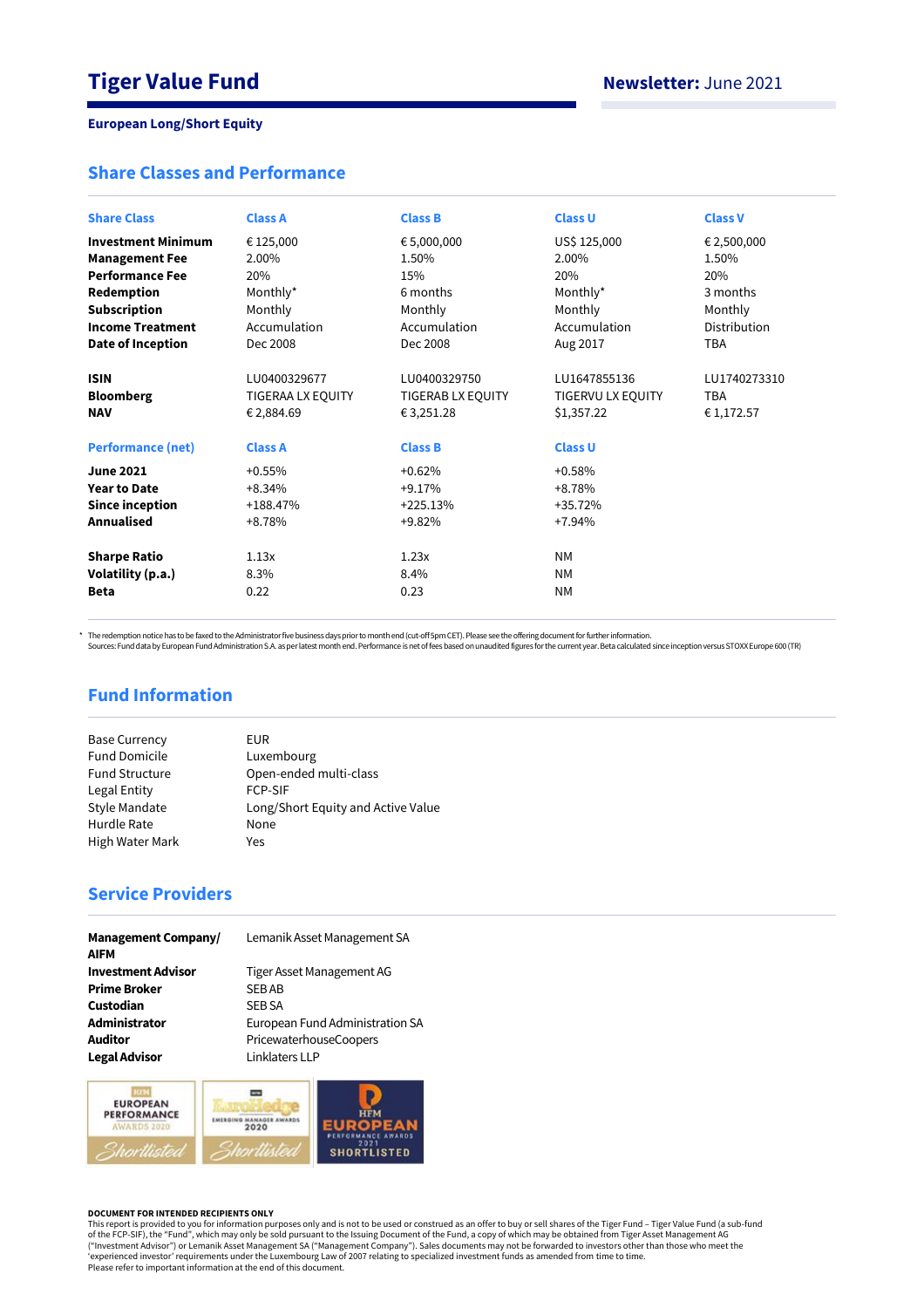# Tiger Value Fund

**Newsletter:** June 2021

**European Long/Short Equity**

## Share Classes and Performance

| Share Class | Class A | Class B | Class U | Class V |
|---|---|---|---|---|
| **Investment Minimum** | € 125,000 | € 5,000,000 | US$ 125,000 | € 2,500,000 |
| **Management Fee** | 2.00% | 1.50% | 2.00% | 1.50% |
| **Performance Fee** | 20% | 15% | 20% | 20% |
| **Redemption** | Monthly* | 6 months | Monthly* | 3 months |
| **Subscription** | Monthly | Monthly | Monthly | Monthly |
| **Income Treatment** | Accumulation | Accumulation | Accumulation | Distribution |
| **Date of Inception** | Dec 2008 | Dec 2008 | Aug 2017 | TBA |
| **ISIN** | LU0400329677 | LU0400329750 | LU1647855136 | LU1740273310 |
| **Bloomberg** | TIGERAA LX EQUITY | TIGERAB LX EQUITY | TIGERVU LX EQUITY | TBA |
| **NAV** | € 2,884.69 | € 3,251.28 | $1,357.22 | € 1,172.57 |

| Performance (net) | Class A | Class B | Class U |
|---|---|---|---|
| **June 2021** | +0.55% | +0.62% | +0.58% |
| **Year to Date** | +8.34% | +9.17% | +8.78% |
| **Since inception** | +188.47% | +225.13% | +35.72% |
| **Annualised** | +8.78% | +9.82% | +7.94% |
| **Sharpe Ratio** | 1.13x | 1.23x | NM |
| **Volatility (p.a.)** | 8.3% | 8.4% | NM |
| **Beta** | 0.22 | 0.23 | NM |

* The redemption notice has to be faxed to the Administrator five business days prior to month end (cut-off 5pm CET). Please see the offering document for further information.
Sources: Fund data by European Fund Administration S.A. as per latest month end. Performance is net of fees based on unaudited figures for the current year. Beta calculated since inception versus STOXX Europe 600 (TR)

## Fund Information

| | |
|---|---|
| Base Currency | EUR |
| Fund Domicile | Luxembourg |
| Fund Structure | Open-ended multi-class |
| Legal Entity | FCP-SIF |
| Style Mandate | Long/Short Equity and Active Value |
| Hurdle Rate | None |
| High Water Mark | Yes |

## Service Providers

| | |
|---|---|
| **Management Company/ AIFM** | Lemanik Asset Management SA |
| **Investment Advisor** | Tiger Asset Management AG |
| **Prime Broker** | SEB AB |
| **Custodian** | SEB SA |
| **Administrator** | European Fund Administration SA |
| **Auditor** | PricewaterhouseCoopers |
| **Legal Advisor** | Linklaters LLP |

HFM EUROPEAN PERFORMANCE AWARDS 2020 Shortlisted

EuroHedge EMERGING MANAGER AWARDS 2020 Shortlisted

HFM EUROPEAN PERFORMANCE AWARDS 2021 SHORTLISTED

**DOCUMENT FOR INTENDED RECIPIENTS ONLY**
This report is provided to you for information purposes only and is not to be used or construed as an offer to buy or sell shares of the Tiger Fund – Tiger Value Fund (a sub-fund of the FCP-SIF), the "Fund", which may only be sold pursuant to the Issuing Document of the Fund, a copy of which may be obtained from Tiger Asset Management AG ("Investment Advisor") or Lemanik Asset Management SA ("Management Company"). Sales documents may not be forwarded to investors other than those who meet the 'experienced investor' requirements under the Luxembourg Law of 2007 relating to specialized investment funds as amended from time to time.
Please refer to important information at the end of this document.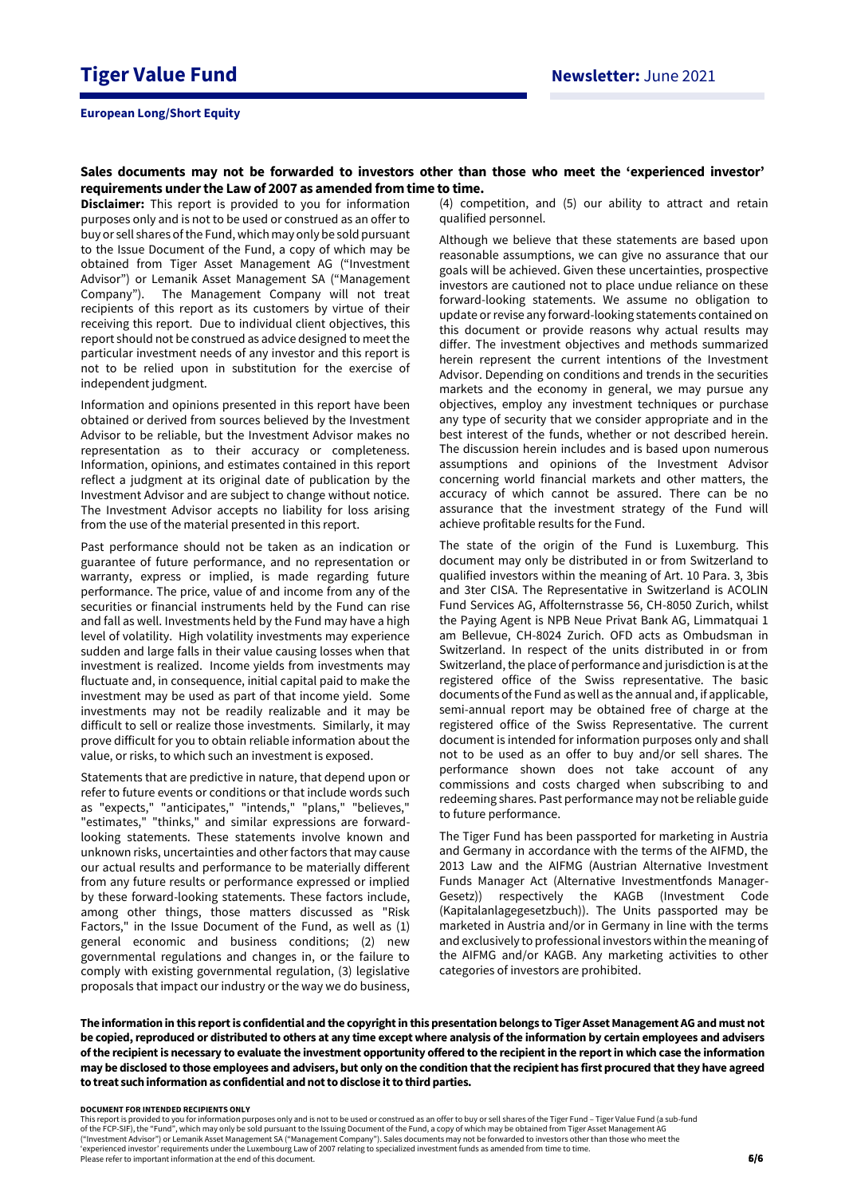**Sales documents may not be forwarded to investors other than those who meet the 'experienced investor' requirements under the Law of 2007 as amended from time to time.**

**Disclaimer:** This report is provided to you for information purposes only and is not to be used or construed as an offer to buy or sell shares of the Fund, which may only be sold pursuant to the Issue Document of the Fund, a copy of which may be obtained from Tiger Asset Management AG ("Investment Advisor") or Lemanik Asset Management SA ("Management Company"). The Management Company will not treat recipients of this report as its customers by virtue of their receiving this report. Due to individual client objectives, this report should not be construed as advice designed to meet the particular investment needs of any investor and this report is not to be relied upon in substitution for the exercise of independent judgment.

Information and opinions presented in this report have been obtained or derived from sources believed by the Investment Advisor to be reliable, but the Investment Advisor makes no representation as to their accuracy or completeness. Information, opinions, and estimates contained in this report reflect a judgment at its original date of publication by the Investment Advisor and are subject to change without notice. The Investment Advisor accepts no liability for loss arising from the use of the material presented in this report.

Past performance should not be taken as an indication or guarantee of future performance, and no representation or warranty, express or implied, is made regarding future performance. The price, value of and income from any of the securities or financial instruments held by the Fund can rise and fall as well. Investments held by the Fund may have a high level of volatility. High volatility investments may experience sudden and large falls in their value causing losses when that investment is realized. Income yields from investments may fluctuate and, in consequence, initial capital paid to make the investment may be used as part of that income yield. Some investments may not be readily realizable and it may be difficult to sell or realize those investments. Similarly, it may prove difficult for you to obtain reliable information about the value, or risks, to which such an investment is exposed.

Statements that are predictive in nature, that depend upon or refer to future events or conditions or that include words such as "expects," "anticipates," "intends," "plans," "believes," "estimates," "thinks," and similar expressions are forward-looking statements. These statements involve known and unknown risks, uncertainties and other factors that may cause our actual results and performance to be materially different from any future results or performance expressed or implied by these forward-looking statements. These factors include, among other things, those matters discussed as "Risk Factors," in the Issue Document of the Fund, as well as (1) general economic and business conditions; (2) new governmental regulations and changes in, or the failure to comply with existing governmental regulation, (3) legislative proposals that impact our industry or the way we do business, (4) competition, and (5) our ability to attract and retain qualified personnel.

Although we believe that these statements are based upon reasonable assumptions, we can give no assurance that our goals will be achieved. Given these uncertainties, prospective investors are cautioned not to place undue reliance on these forward-looking statements. We assume no obligation to update or revise any forward-looking statements contained on this document or provide reasons why actual results may differ. The investment objectives and methods summarized herein represent the current intentions of the Investment Advisor. Depending on conditions and trends in the securities markets and the economy in general, we may pursue any objectives, employ any investment techniques or purchase any type of security that we consider appropriate and in the best interest of the funds, whether or not described herein. The discussion herein includes and is based upon numerous assumptions and opinions of the Investment Advisor concerning world financial markets and other matters, the accuracy of which cannot be assured. There can be no assurance that the investment strategy of the Fund will achieve profitable results for the Fund.

The state of the origin of the Fund is Luxemburg. This document may only be distributed in or from Switzerland to qualified investors within the meaning of Art. 10 Para. 3, 3bis and 3ter CISA. The Representative in Switzerland is ACOLIN Fund Services AG, Affolternstrasse 56, CH-8050 Zurich, whilst the Paying Agent is NPB Neue Privat Bank AG, Limmatquai 1 am Bellevue, CH-8024 Zurich. OFD acts as Ombudsman in Switzerland. In respect of the units distributed in or from Switzerland, the place of performance and jurisdiction is at the registered office of the Swiss representative. The basic documents of the Fund as well as the annual and, if applicable, semi-annual report may be obtained free of charge at the registered office of the Swiss Representative. The current document is intended for information purposes only and shall not to be used as an offer to buy and/or sell shares. The performance shown does not take account of any commissions and costs charged when subscribing to and redeeming shares. Past performance may not be reliable guide to future performance.

The Tiger Fund has been passported for marketing in Austria and Germany in accordance with the terms of the AIFMD, the 2013 Law and the AIFMG (Austrian Alternative Investment Funds Manager Act (Alternative Investmentfonds Manager-Gesetz)) respectively the KAGB (Investment Code (Kapitalanlagegesetzbuch)). The Units passported may be marketed in Austria and/or in Germany in line with the terms and exclusively to professional investors within the meaning of the AIFMG and/or KAGB. Any marketing activities to other categories of investors are prohibited.

**The information in this report is confidential and the copyright in this presentation belongs to Tiger Asset Management AG and must not be copied, reproduced or distributed to others at any time except where analysis of the information by certain employees and advisers of the recipient is necessary to evaluate the investment opportunity offered to the recipient in the report in which case the information may be disclosed to those employees and advisers, but only on the condition that the recipient has first procured that they have agreed to treat such information as confidential and not to disclose it to third parties.**